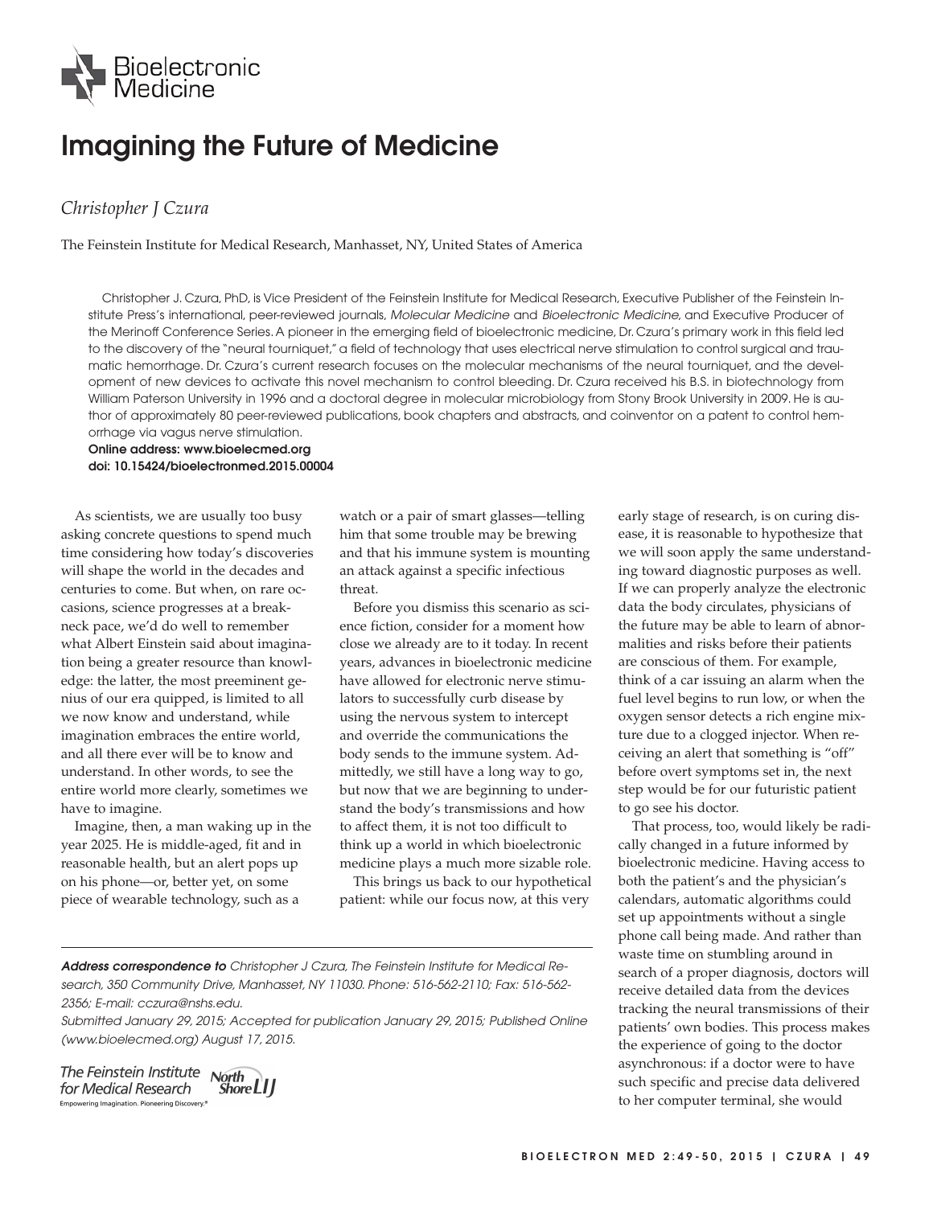Bioelectronic Medicine

# Imagining the Future of Medicine

*Christopher J Czura*

The Feinstein Institute for Medical Research, Manhasset, NY, United States of America

Christopher J. Czura, PhD, is Vice President of the Feinstein Institute for Medical Research, Executive Publisher of the Feinstein Institute Press's international, peer-reviewed journals, *Molecular Medicine* and *Bioelectronic Medicine*, and Executive Producer of the Merinoff Conference Series. A pioneer in the emerging field of bioelectronic medicine, Dr. Czura's primary work in this field led to the discovery of the "neural tourniquet," a field of technology that uses electrical nerve stimulation to control surgical and traumatic hemorrhage. Dr. Czura's current research focuses on the molecular mechanisms of the neural tourniquet, and the development of new devices to activate this novel mechanism to control bleeding. Dr. Czura received his B.S. in biotechnology from William Paterson University in 1996 and a doctoral degree in molecular microbiology from Stony Brook University in 2009. He is author of approximately 80 peer-reviewed publications, book chapters and abstracts, and coinventor on a patent to control hemorrhage via vagus nerve stimulation.

**Online address: www.bioelecmed.org**
**doi: 10.15424/bioelectronmed.2015.00004**

As scientists, we are usually too busy asking concrete questions to spend much time considering how today's discoveries will shape the world in the decades and centuries to come. But when, on rare occasions, science progresses at a breakneck pace, we'd do well to remember what Albert Einstein said about imagination being a greater resource than knowledge: the latter, the most preeminent genius of our era quipped, is limited to all we now know and understand, while imagination embraces the entire world, and all there ever will be to know and understand. In other words, to see the entire world more clearly, sometimes we have to imagine.

Imagine, then, a man waking up in the year 2025. He is middle-aged, fit and in reasonable health, but an alert pops up on his phone—or, better yet, on some piece of wearable technology, such as a watch or a pair of smart glasses—telling him that some trouble may be brewing and that his immune system is mounting an attack against a specific infectious threat.

Before you dismiss this scenario as science fiction, consider for a moment how close we already are to it today. In recent years, advances in bioelectronic medicine have allowed for electronic nerve stimulators to successfully curb disease by using the nervous system to intercept and override the communications the body sends to the immune system. Admittedly, we still have a long way to go, but now that we are beginning to understand the body's transmissions and how to affect them, it is not too difficult to think up a world in which bioelectronic medicine plays a much more sizable role.

This brings us back to our hypothetical patient: while our focus now, at this very early stage of research, is on curing disease, it is reasonable to hypothesize that we will soon apply the same understanding toward diagnostic purposes as well. If we can properly analyze the electronic data the body circulates, physicians of the future may be able to learn of abnormalities and risks before their patients are conscious of them. For example, think of a car issuing an alarm when the fuel level begins to run low, or when the oxygen sensor detects a rich engine mixture due to a clogged injector. When receiving an alert that something is "off" before overt symptoms set in, the next step would be for our futuristic patient to go see his doctor.

That process, too, would likely be radically changed in a future informed by bioelectronic medicine. Having access to both the patient's and the physician's calendars, automatic algorithms could set up appointments without a single phone call being made. And rather than waste time on stumbling around in search of a proper diagnosis, doctors will receive detailed data from the devices tracking the neural transmissions of their patients' own bodies. This process makes the experience of going to the doctor asynchronous: if a doctor were to have such specific and precise data delivered to her computer terminal, she would

***Address correspondence to*** *Christopher J Czura, The Feinstein Institute for Medical Research, 350 Community Drive, Manhasset, NY 11030. Phone: 516-562-2110; Fax: 516-562-2356; E-mail: cczura@nshs.edu.*
*Submitted January 29, 2015; Accepted for publication January 29, 2015; Published Online (www.bioelecmed.org) August 17, 2015.*

The Feinstein Institute for Medical Research — North Shore LIJ
Empowering Imagination. Pioneering Discovery.®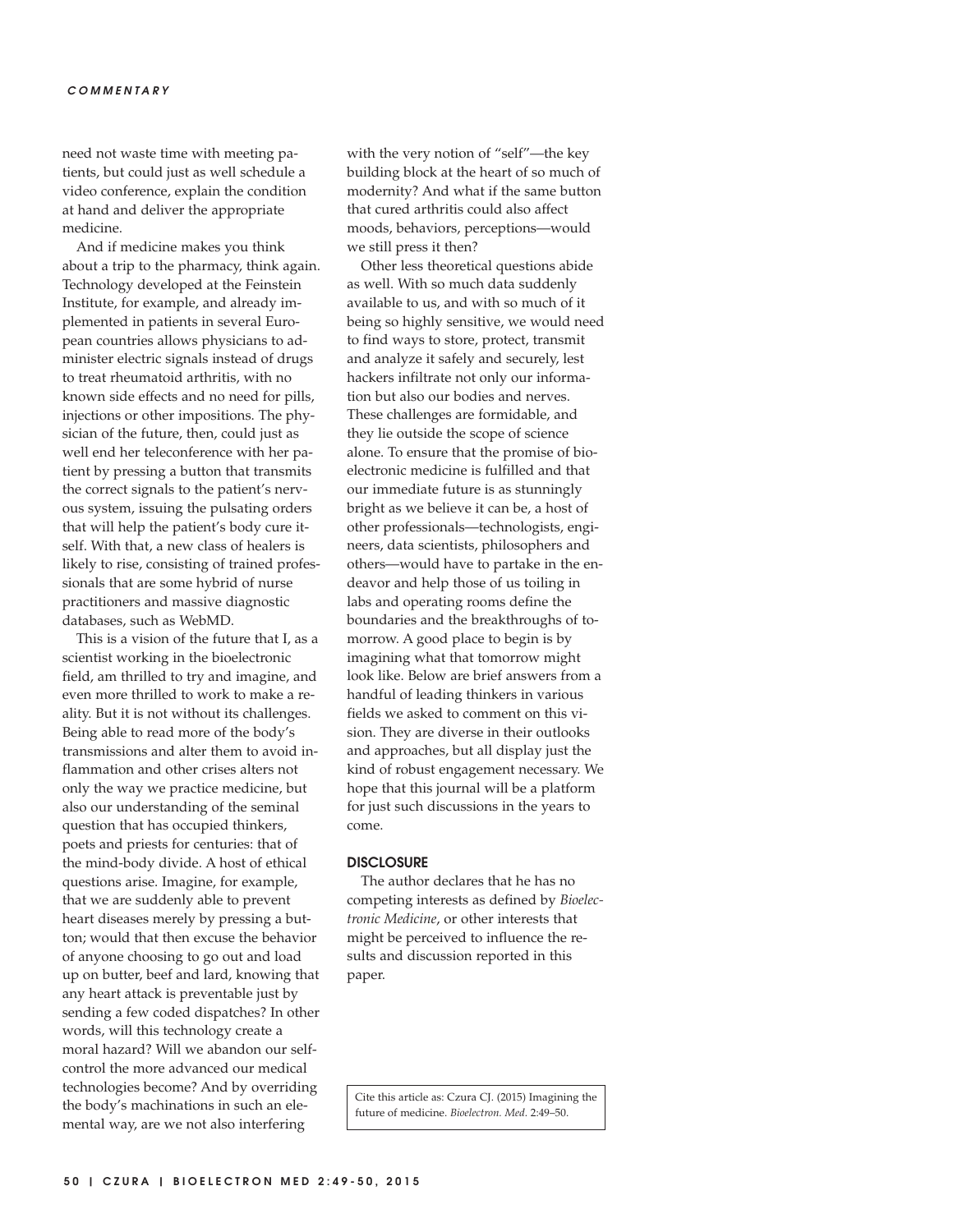need not waste time with meeting patients, but could just as well schedule a video conference, explain the condition at hand and deliver the appropriate medicine.

And if medicine makes you think about a trip to the pharmacy, think again. Technology developed at the Feinstein Institute, for example, and already implemented in patients in several European countries allows physicians to administer electric signals instead of drugs to treat rheumatoid arthritis, with no known side effects and no need for pills, injections or other impositions. The physician of the future, then, could just as well end her teleconference with her patient by pressing a button that transmits the correct signals to the patient's nervous system, issuing the pulsating orders that will help the patient's body cure itself. With that, a new class of healers is likely to rise, consisting of trained professionals that are some hybrid of nurse practitioners and massive diagnostic databases, such as WebMD.

This is a vision of the future that I, as a scientist working in the bioelectronic field, am thrilled to try and imagine, and even more thrilled to work to make a reality. But it is not without its challenges. Being able to read more of the body's transmissions and alter them to avoid inflammation and other crises alters not only the way we practice medicine, but also our understanding of the seminal question that has occupied thinkers, poets and priests for centuries: that of the mind-body divide. A host of ethical questions arise. Imagine, for example, that we are suddenly able to prevent heart diseases merely by pressing a button; would that then excuse the behavior of anyone choosing to go out and load up on butter, beef and lard, knowing that any heart attack is preventable just by sending a few coded dispatches? In other words, will this technology create a moral hazard? Will we abandon our self-control the more advanced our medical technologies become? And by overriding the body's machinations in such an elemental way, are we not also interfering with the very notion of "self"—the key building block at the heart of so much of modernity? And what if the same button that cured arthritis could also affect moods, behaviors, perceptions—would we still press it then?

Other less theoretical questions abide as well. With so much data suddenly available to us, and with so much of it being so highly sensitive, we would need to find ways to store, protect, transmit and analyze it safely and securely, lest hackers infiltrate not only our information but also our bodies and nerves. These challenges are formidable, and they lie outside the scope of science alone. To ensure that the promise of bioelectronic medicine is fulfilled and that our immediate future is as stunningly bright as we believe it can be, a host of other professionals—technologists, engineers, data scientists, philosophers and others—would have to partake in the endeavor and help those of us toiling in labs and operating rooms define the boundaries and the breakthroughs of tomorrow. A good place to begin is by imagining what that tomorrow might look like. Below are brief answers from a handful of leading thinkers in various fields we asked to comment on this vision. They are diverse in their outlooks and approaches, but all display just the kind of robust engagement necessary. We hope that this journal will be a platform for just such discussions in the years to come.

## DISCLOSURE

The author declares that he has no competing interests as defined by *Bioelectronic Medicine*, or other interests that might be perceived to influence the results and discussion reported in this paper.

Cite this article as: Czura CJ. (2015) Imagining the future of medicine. *Bioelectron. Med*. 2:49–50.